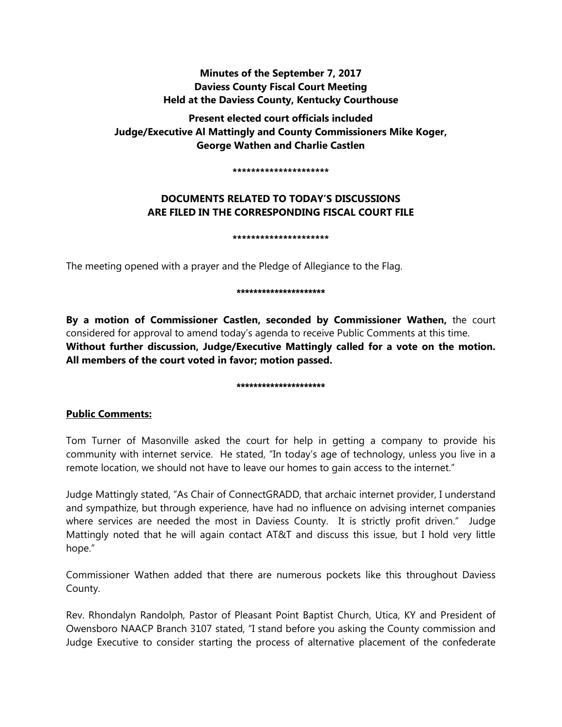**Minutes of the September 7, 2017**
**Daviess County Fiscal Court Meeting**
**Held at the Daviess County, Kentucky Courthouse**

**Present elected court officials included**
**Judge/Executive Al Mattingly and County Commissioners Mike Koger, George Wathen and Charlie Castlen**

*********************

**DOCUMENTS RELATED TO TODAY'S DISCUSSIONS ARE FILED IN THE CORRESPONDING FISCAL COURT FILE**

*********************

The meeting opened with a prayer and the Pledge of Allegiance to the Flag.

*********************

**By a motion of Commissioner Castlen, seconded by Commissioner Wathen,** the court considered for approval to amend today's agenda to receive Public Comments at this time. **Without further discussion, Judge/Executive Mattingly called for a vote on the motion. All members of the court voted in favor; motion passed.**

*********************

**Public Comments:**

Tom Turner of Masonville asked the court for help in getting a company to provide his community with internet service. He stated, "In today's age of technology, unless you live in a remote location, we should not have to leave our homes to gain access to the internet."

Judge Mattingly stated, "As Chair of ConnectGRADD, that archaic internet provider, I understand and sympathize, but through experience, have had no influence on advising internet companies where services are needed the most in Daviess County. It is strictly profit driven." Judge Mattingly noted that he will again contact AT&T and discuss this issue, but I hold very little hope."

Commissioner Wathen added that there are numerous pockets like this throughout Daviess County.

Rev. Rhondalyn Randolph, Pastor of Pleasant Point Baptist Church, Utica, KY and President of Owensboro NAACP Branch 3107 stated, "I stand before you asking the County commission and Judge Executive to consider starting the process of alternative placement of the confederate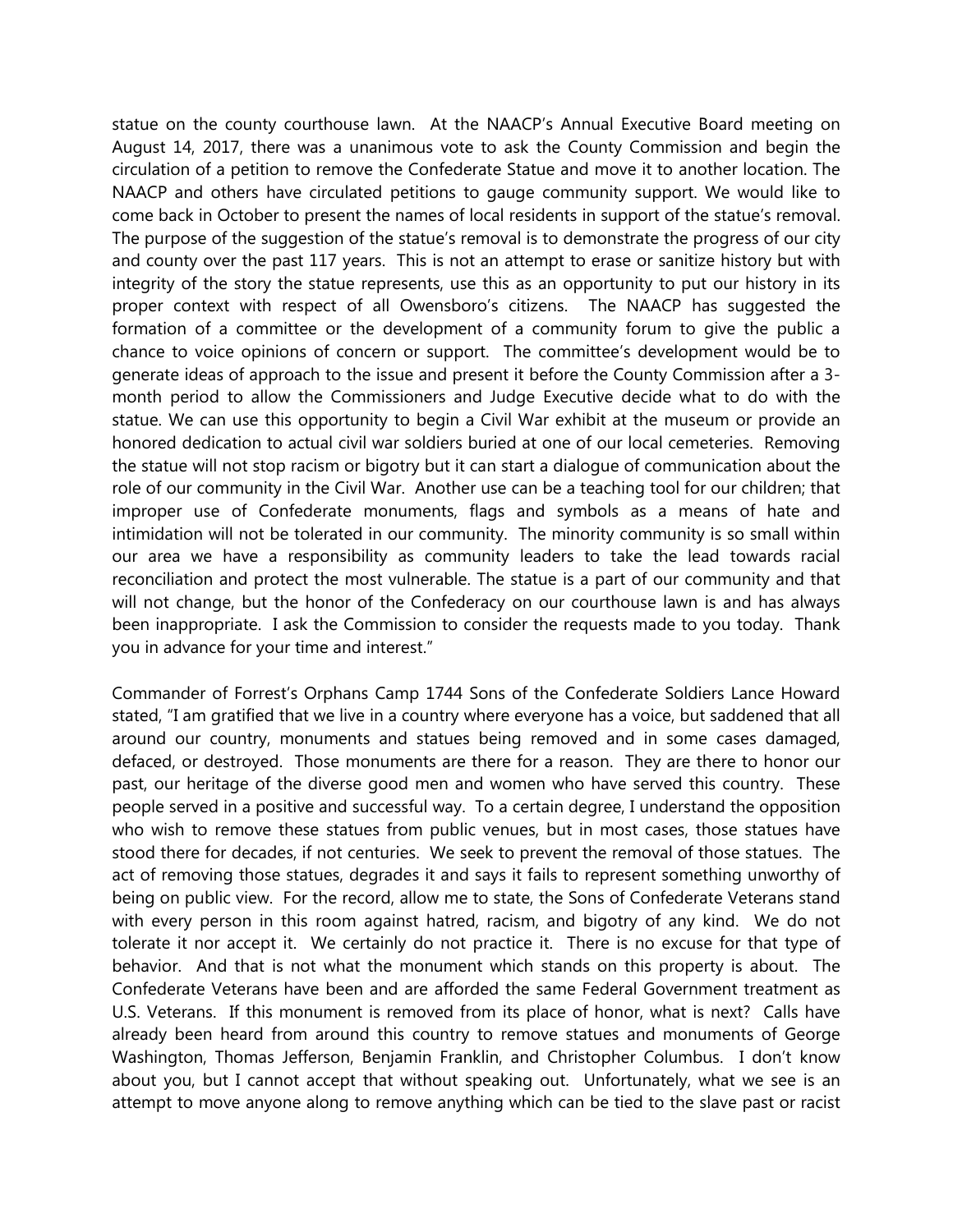statue on the county courthouse lawn. At the NAACP's Annual Executive Board meeting on August 14, 2017, there was a unanimous vote to ask the County Commission and begin the circulation of a petition to remove the Confederate Statue and move it to another location. The NAACP and others have circulated petitions to gauge community support. We would like to come back in October to present the names of local residents in support of the statue's removal. The purpose of the suggestion of the statue's removal is to demonstrate the progress of our city and county over the past 117 years. This is not an attempt to erase or sanitize history but with integrity of the story the statue represents, use this as an opportunity to put our history in its proper context with respect of all Owensboro's citizens. The NAACP has suggested the formation of a committee or the development of a community forum to give the public a chance to voice opinions of concern or support. The committee's development would be to generate ideas of approach to the issue and present it before the County Commission after a 3-month period to allow the Commissioners and Judge Executive decide what to do with the statue. We can use this opportunity to begin a Civil War exhibit at the museum or provide an honored dedication to actual civil war soldiers buried at one of our local cemeteries. Removing the statue will not stop racism or bigotry but it can start a dialogue of communication about the role of our community in the Civil War. Another use can be a teaching tool for our children; that improper use of Confederate monuments, flags and symbols as a means of hate and intimidation will not be tolerated in our community. The minority community is so small within our area we have a responsibility as community leaders to take the lead towards racial reconciliation and protect the most vulnerable. The statue is a part of our community and that will not change, but the honor of the Confederacy on our courthouse lawn is and has always been inappropriate. I ask the Commission to consider the requests made to you today. Thank you in advance for your time and interest."

Commander of Forrest's Orphans Camp 1744 Sons of the Confederate Soldiers Lance Howard stated, "I am gratified that we live in a country where everyone has a voice, but saddened that all around our country, monuments and statues being removed and in some cases damaged, defaced, or destroyed. Those monuments are there for a reason. They are there to honor our past, our heritage of the diverse good men and women who have served this country. These people served in a positive and successful way. To a certain degree, I understand the opposition who wish to remove these statues from public venues, but in most cases, those statues have stood there for decades, if not centuries. We seek to prevent the removal of those statues. The act of removing those statues, degrades it and says it fails to represent something unworthy of being on public view. For the record, allow me to state, the Sons of Confederate Veterans stand with every person in this room against hatred, racism, and bigotry of any kind. We do not tolerate it nor accept it. We certainly do not practice it. There is no excuse for that type of behavior. And that is not what the monument which stands on this property is about. The Confederate Veterans have been and are afforded the same Federal Government treatment as U.S. Veterans. If this monument is removed from its place of honor, what is next? Calls have already been heard from around this country to remove statues and monuments of George Washington, Thomas Jefferson, Benjamin Franklin, and Christopher Columbus. I don't know about you, but I cannot accept that without speaking out. Unfortunately, what we see is an attempt to move anyone along to remove anything which can be tied to the slave past or racist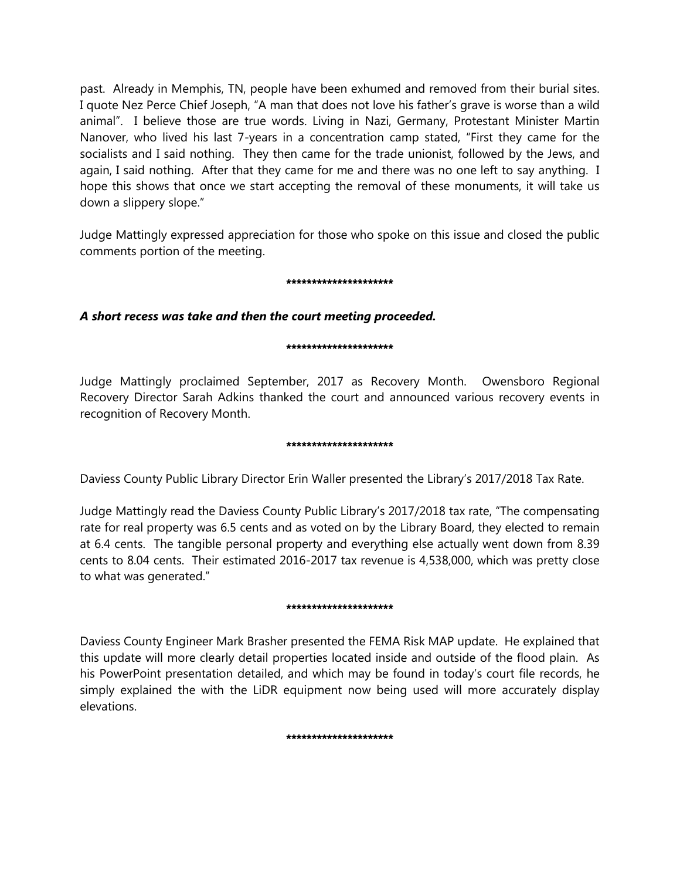past. Already in Memphis, TN, people have been exhumed and removed from their burial sites. I quote Nez Perce Chief Joseph, "A man that does not love his father's grave is worse than a wild animal". I believe those are true words. Living in Nazi, Germany, Protestant Minister Martin Nanover, who lived his last 7-years in a concentration camp stated, "First they came for the socialists and I said nothing. They then came for the trade unionist, followed by the Jews, and again, I said nothing. After that they came for me and there was no one left to say anything. I hope this shows that once we start accepting the removal of these monuments, it will take us down a slippery slope."

Judge Mattingly expressed appreciation for those who spoke on this issue and closed the public comments portion of the meeting.

*********************

***A short recess was take and then the court meeting proceeded.***

*********************

Judge Mattingly proclaimed September, 2017 as Recovery Month. Owensboro Regional Recovery Director Sarah Adkins thanked the court and announced various recovery events in recognition of Recovery Month.

*********************

Daviess County Public Library Director Erin Waller presented the Library's 2017/2018 Tax Rate.

Judge Mattingly read the Daviess County Public Library's 2017/2018 tax rate, "The compensating rate for real property was 6.5 cents and as voted on by the Library Board, they elected to remain at 6.4 cents. The tangible personal property and everything else actually went down from 8.39 cents to 8.04 cents. Their estimated 2016-2017 tax revenue is 4,538,000, which was pretty close to what was generated."

*********************

Daviess County Engineer Mark Brasher presented the FEMA Risk MAP update. He explained that this update will more clearly detail properties located inside and outside of the flood plain. As his PowerPoint presentation detailed, and which may be found in today's court file records, he simply explained the with the LiDR equipment now being used will more accurately display elevations.

*********************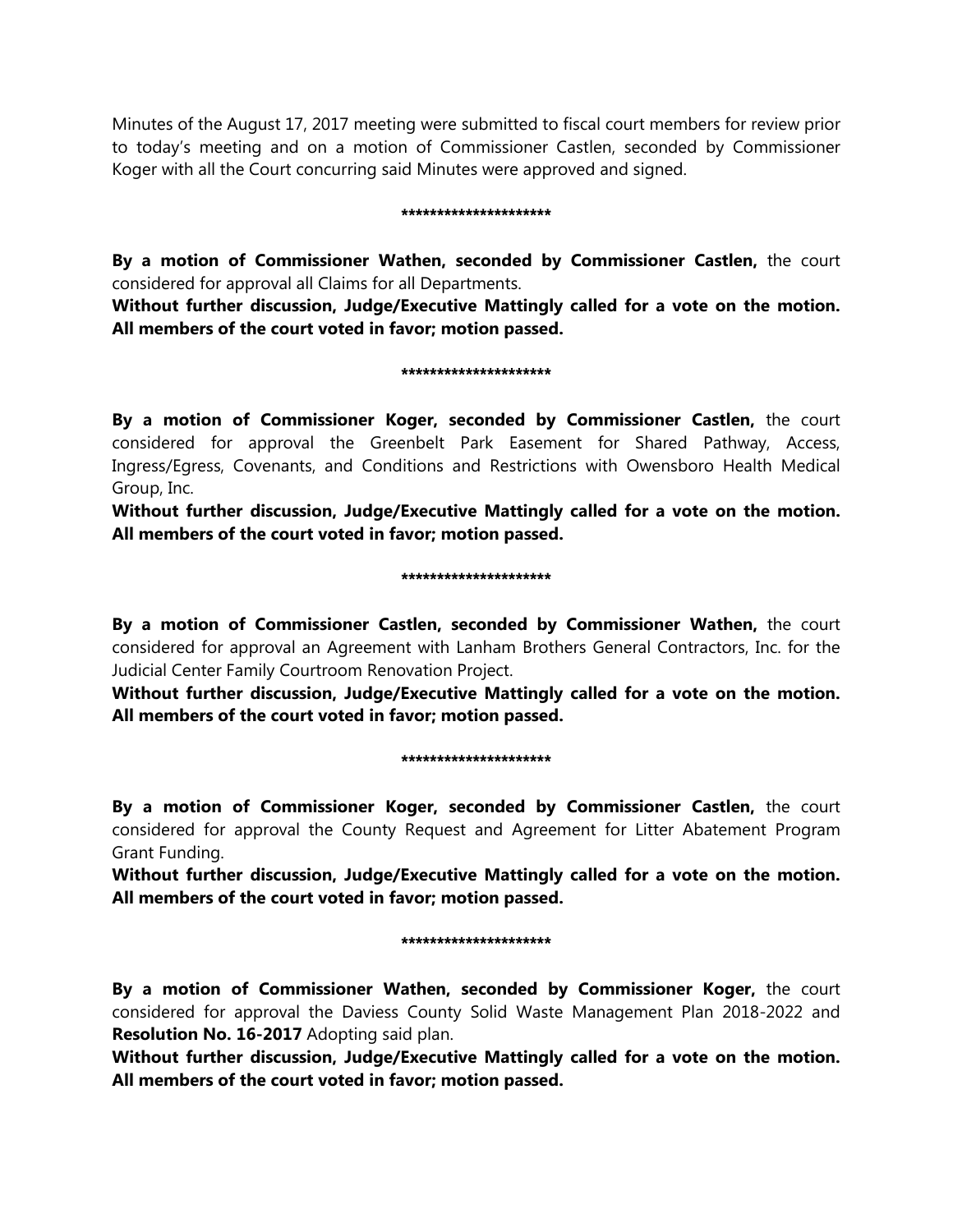Minutes of the August 17, 2017 meeting were submitted to fiscal court members for review prior to today's meeting and on a motion of Commissioner Castlen, seconded by Commissioner Koger with all the Court concurring said Minutes were approved and signed.

*********************

**By a motion of Commissioner Wathen, seconded by Commissioner Castlen,** the court considered for approval all Claims for all Departments.

**Without further discussion, Judge/Executive Mattingly called for a vote on the motion. All members of the court voted in favor; motion passed.**

*********************

**By a motion of Commissioner Koger, seconded by Commissioner Castlen,** the court considered for approval the Greenbelt Park Easement for Shared Pathway, Access, Ingress/Egress, Covenants, and Conditions and Restrictions with Owensboro Health Medical Group, Inc.

**Without further discussion, Judge/Executive Mattingly called for a vote on the motion. All members of the court voted in favor; motion passed.**

*********************

**By a motion of Commissioner Castlen, seconded by Commissioner Wathen,** the court considered for approval an Agreement with Lanham Brothers General Contractors, Inc. for the Judicial Center Family Courtroom Renovation Project.

**Without further discussion, Judge/Executive Mattingly called for a vote on the motion. All members of the court voted in favor; motion passed.**

*********************

**By a motion of Commissioner Koger, seconded by Commissioner Castlen,** the court considered for approval the County Request and Agreement for Litter Abatement Program Grant Funding.

**Without further discussion, Judge/Executive Mattingly called for a vote on the motion. All members of the court voted in favor; motion passed.**

*********************

**By a motion of Commissioner Wathen, seconded by Commissioner Koger,** the court considered for approval the Daviess County Solid Waste Management Plan 2018-2022 and **Resolution No. 16-2017** Adopting said plan.

**Without further discussion, Judge/Executive Mattingly called for a vote on the motion. All members of the court voted in favor; motion passed.**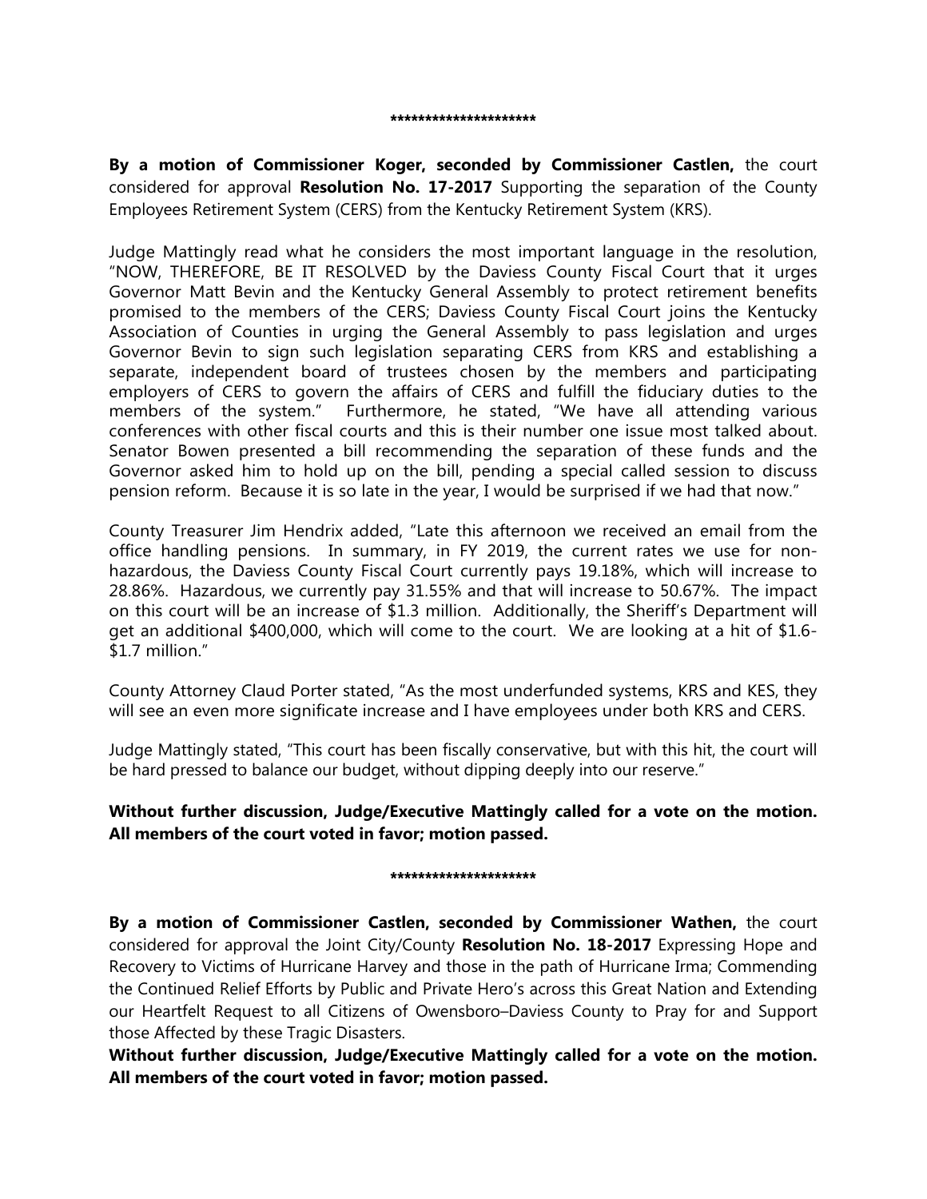\*\*\*\*\*\*\*\*\*\*\*\*\*\*\*\*\*\*\*\*\*

**By a motion of Commissioner Koger, seconded by Commissioner Castlen,** the court considered for approval **Resolution No. 17-2017** Supporting the separation of the County Employees Retirement System (CERS) from the Kentucky Retirement System (KRS).

Judge Mattingly read what he considers the most important language in the resolution, "NOW, THEREFORE, BE IT RESOLVED by the Daviess County Fiscal Court that it urges Governor Matt Bevin and the Kentucky General Assembly to protect retirement benefits promised to the members of the CERS; Daviess County Fiscal Court joins the Kentucky Association of Counties in urging the General Assembly to pass legislation and urges Governor Bevin to sign such legislation separating CERS from KRS and establishing a separate, independent board of trustees chosen by the members and participating employers of CERS to govern the affairs of CERS and fulfill the fiduciary duties to the members of the system." Furthermore, he stated, "We have all attending various conferences with other fiscal courts and this is their number one issue most talked about. Senator Bowen presented a bill recommending the separation of these funds and the Governor asked him to hold up on the bill, pending a special called session to discuss pension reform. Because it is so late in the year, I would be surprised if we had that now."

County Treasurer Jim Hendrix added, "Late this afternoon we received an email from the office handling pensions. In summary, in FY 2019, the current rates we use for non-hazardous, the Daviess County Fiscal Court currently pays 19.18%, which will increase to 28.86%. Hazardous, we currently pay 31.55% and that will increase to 50.67%. The impact on this court will be an increase of $1.3 million. Additionally, the Sheriff's Department will get an additional $400,000, which will come to the court. We are looking at a hit of $1.6-$1.7 million."

County Attorney Claud Porter stated, "As the most underfunded systems, KRS and KES, they will see an even more significate increase and I have employees under both KRS and CERS.

Judge Mattingly stated, "This court has been fiscally conservative, but with this hit, the court will be hard pressed to balance our budget, without dipping deeply into our reserve."

**Without further discussion, Judge/Executive Mattingly called for a vote on the motion. All members of the court voted in favor; motion passed.**

\*\*\*\*\*\*\*\*\*\*\*\*\*\*\*\*\*\*\*\*\*

**By a motion of Commissioner Castlen, seconded by Commissioner Wathen,** the court considered for approval the Joint City/County **Resolution No. 18-2017** Expressing Hope and Recovery to Victims of Hurricane Harvey and those in the path of Hurricane Irma; Commending the Continued Relief Efforts by Public and Private Hero's across this Great Nation and Extending our Heartfelt Request to all Citizens of Owensboro–Daviess County to Pray for and Support those Affected by these Tragic Disasters.

**Without further discussion, Judge/Executive Mattingly called for a vote on the motion. All members of the court voted in favor; motion passed.**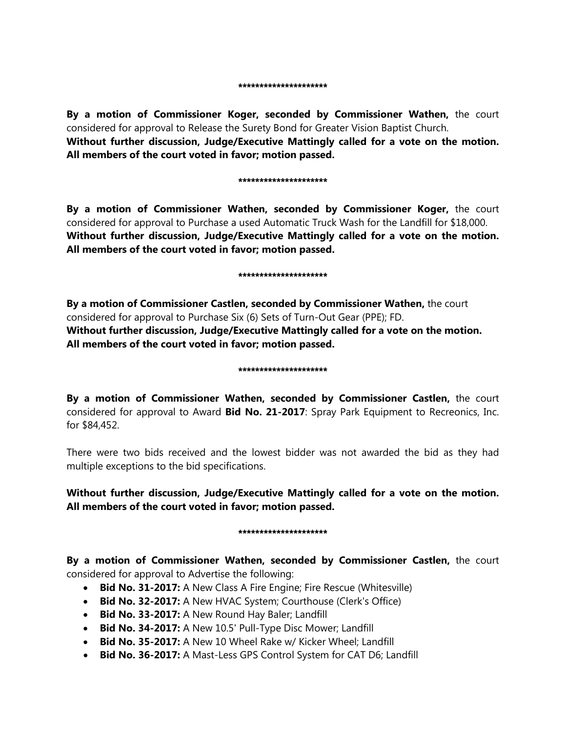*********************

**By a motion of Commissioner Koger, seconded by Commissioner Wathen,** the court considered for approval to Release the Surety Bond for Greater Vision Baptist Church.
**Without further discussion, Judge/Executive Mattingly called for a vote on the motion. All members of the court voted in favor; motion passed.**

*********************

**By a motion of Commissioner Wathen, seconded by Commissioner Koger,** the court considered for approval to Purchase a used Automatic Truck Wash for the Landfill for $18,000.
**Without further discussion, Judge/Executive Mattingly called for a vote on the motion. All members of the court voted in favor; motion passed.**

*********************

**By a motion of Commissioner Castlen, seconded by Commissioner Wathen,** the court considered for approval to Purchase Six (6) Sets of Turn-Out Gear (PPE); FD.
**Without further discussion, Judge/Executive Mattingly called for a vote on the motion. All members of the court voted in favor; motion passed.**

*********************

**By a motion of Commissioner Wathen, seconded by Commissioner Castlen,** the court considered for approval to Award **Bid No. 21-2017**: Spray Park Equipment to Recreonics, Inc. for $84,452.

There were two bids received and the lowest bidder was not awarded the bid as they had multiple exceptions to the bid specifications.

**Without further discussion, Judge/Executive Mattingly called for a vote on the motion. All members of the court voted in favor; motion passed.**

*********************

**By a motion of Commissioner Wathen, seconded by Commissioner Castlen,** the court considered for approval to Advertise the following:

- **Bid No. 31-2017:** A New Class A Fire Engine; Fire Rescue (Whitesville)
- **Bid No. 32-2017:** A New HVAC System; Courthouse (Clerk's Office)
- **Bid No. 33-2017:** A New Round Hay Baler; Landfill
- **Bid No. 34-2017:** A New 10.5' Pull-Type Disc Mower; Landfill
- **Bid No. 35-2017:** A New 10 Wheel Rake w/ Kicker Wheel; Landfill
- **Bid No. 36-2017:** A Mast-Less GPS Control System for CAT D6; Landfill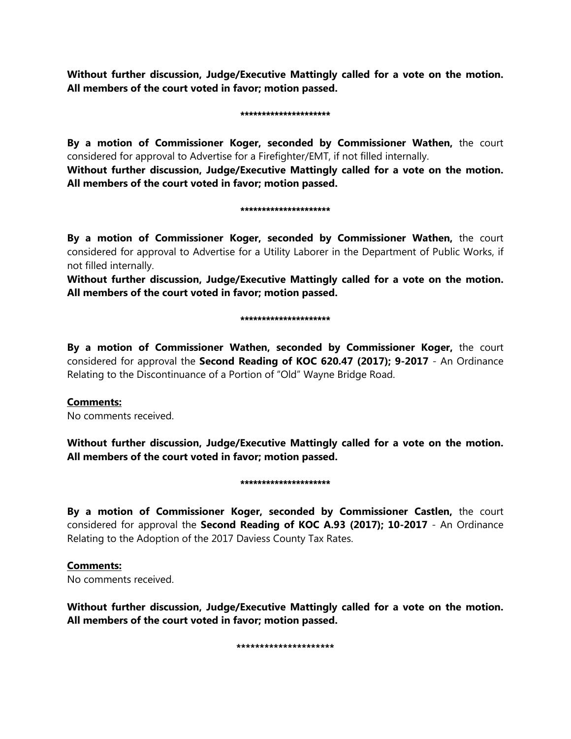**Without further discussion, Judge/Executive Mattingly called for a vote on the motion. All members of the court voted in favor; motion passed.**

*********************

**By a motion of Commissioner Koger, seconded by Commissioner Wathen,** the court considered for approval to Advertise for a Firefighter/EMT, if not filled internally.

**Without further discussion, Judge/Executive Mattingly called for a vote on the motion. All members of the court voted in favor; motion passed.**

*********************

**By a motion of Commissioner Koger, seconded by Commissioner Wathen,** the court considered for approval to Advertise for a Utility Laborer in the Department of Public Works, if not filled internally.

**Without further discussion, Judge/Executive Mattingly called for a vote on the motion. All members of the court voted in favor; motion passed.**

*********************

**By a motion of Commissioner Wathen, seconded by Commissioner Koger,** the court considered for approval the **Second Reading of KOC 620.47 (2017); 9-2017** - An Ordinance Relating to the Discontinuance of a Portion of "Old" Wayne Bridge Road.

**Comments:**

No comments received.

**Without further discussion, Judge/Executive Mattingly called for a vote on the motion. All members of the court voted in favor; motion passed.**

*********************

**By a motion of Commissioner Koger, seconded by Commissioner Castlen,** the court considered for approval the **Second Reading of KOC A.93 (2017); 10-2017** - An Ordinance Relating to the Adoption of the 2017 Daviess County Tax Rates.

**Comments:**

No comments received.

**Without further discussion, Judge/Executive Mattingly called for a vote on the motion. All members of the court voted in favor; motion passed.**

*********************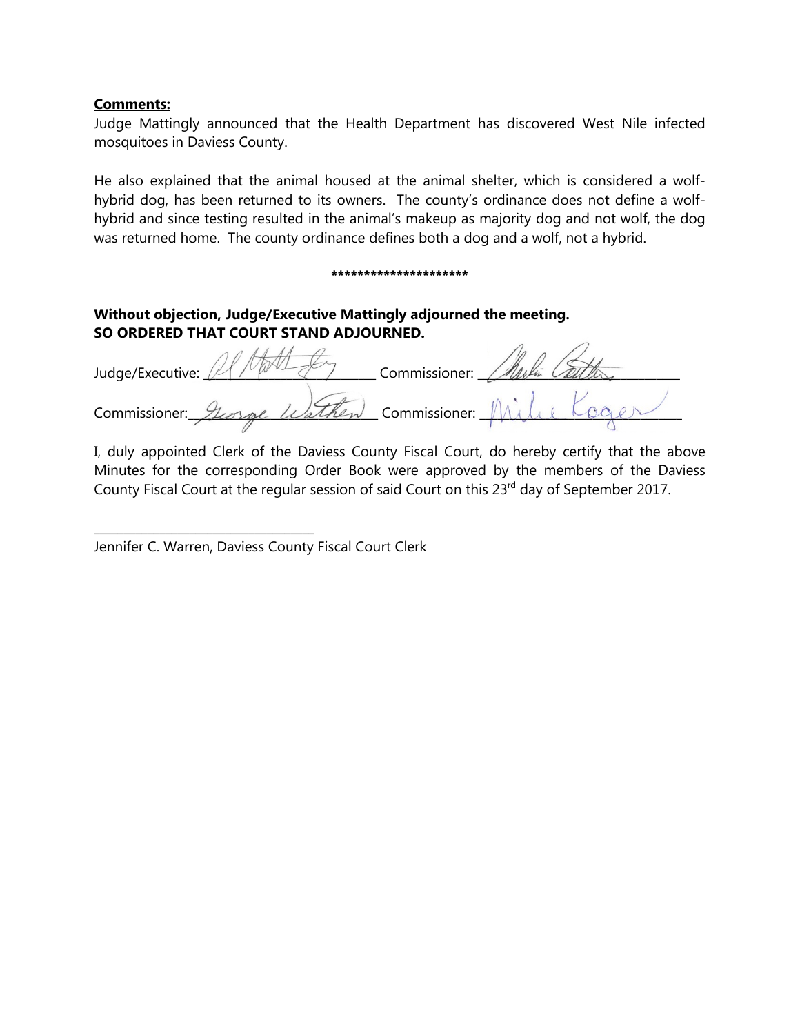**Comments:**

Judge Mattingly announced that the Health Department has discovered West Nile infected mosquitoes in Daviess County.

He also explained that the animal housed at the animal shelter, which is considered a wolf-hybrid dog, has been returned to its owners. The county's ordinance does not define a wolf-hybrid and since testing resulted in the animal's makeup as majority dog and not wolf, the dog was returned home. The county ordinance defines both a dog and a wolf, not a hybrid.

*********************

**Without objection, Judge/Executive Mattingly adjourned the meeting.**
**SO ORDERED THAT COURT STAND ADJOURNED.**

Judge/Executive: ____________________ Commissioner: ____________________

Commissioner: ____________________ Commissioner: ____________________

I, duly appointed Clerk of the Daviess County Fiscal Court, do hereby certify that the above Minutes for the corresponding Order Book were approved by the members of the Daviess County Fiscal Court at the regular session of said Court on this 23rd day of September 2017.

____________________________________
Jennifer C. Warren, Daviess County Fiscal Court Clerk